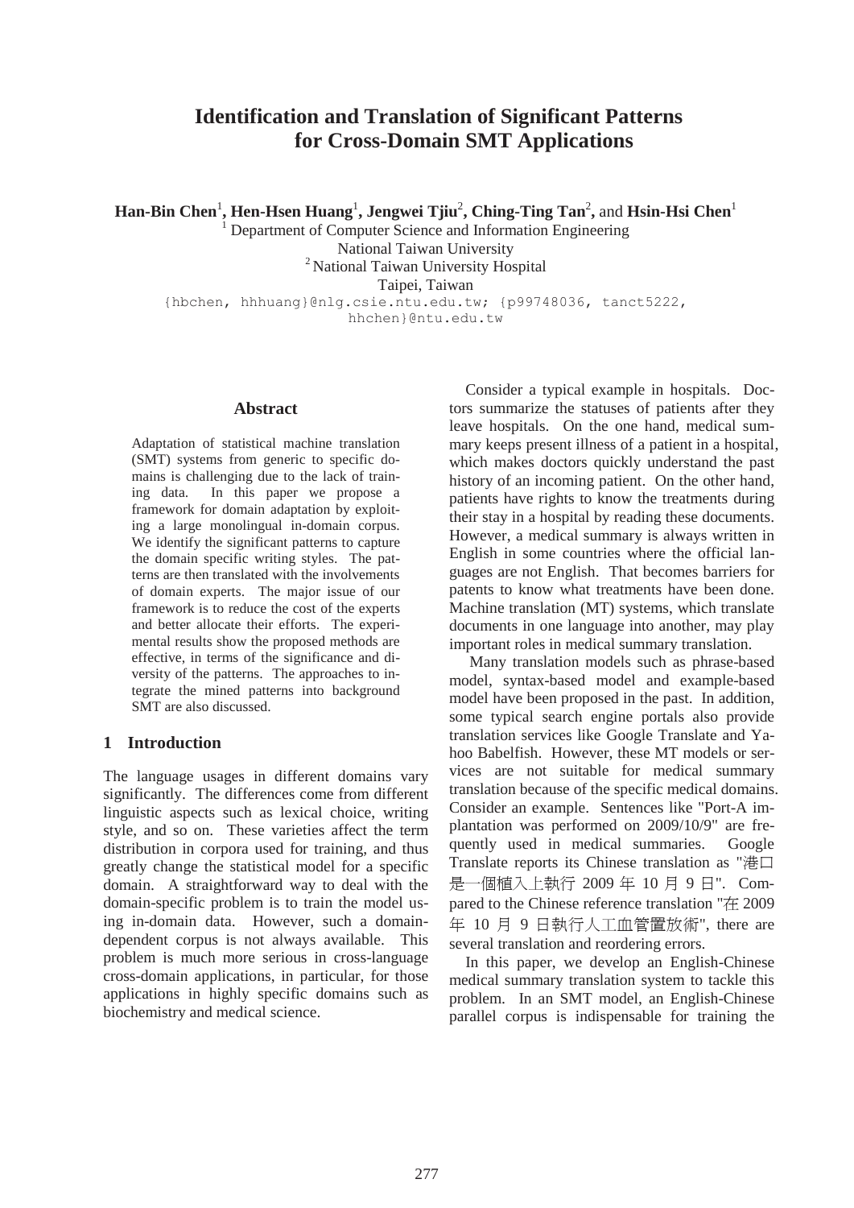# Identification and Translation of Significant Patterns for Cross-Domain SMT Applications

**Han-Bin Chen**[1], **Hen-Hsen Huang**[1], **Jengwei Tjiu**[2], **Ching-Ting Tan**[2], and **Hsin-Hsi Chen**[1]

[1] Department of Computer Science and Information Engineering
National Taiwan University
[2] National Taiwan University Hospital
Taipei, Taiwan

{hbchen, hhhuang}@nlg.csie.ntu.edu.tw; {p99748036, tanct5222, hhchen}@ntu.edu.tw

## Abstract

Adaptation of statistical machine translation (SMT) systems from generic to specific domains is challenging due to the lack of training data. In this paper we propose a framework for domain adaptation by exploiting a large monolingual in-domain corpus. We identify the significant patterns to capture the domain specific writing styles. The patterns are then translated with the involvements of domain experts. The major issue of our framework is to reduce the cost of the experts and better allocate their efforts. The experimental results show the proposed methods are effective, in terms of the significance and diversity of the patterns. The approaches to integrate the mined patterns into background SMT are also discussed.

## 1 Introduction

The language usages in different domains vary significantly. The differences come from different linguistic aspects such as lexical choice, writing style, and so on. These varieties affect the term distribution in corpora used for training, and thus greatly change the statistical model for a specific domain. A straightforward way to deal with the domain-specific problem is to train the model using in-domain data. However, such a domain-dependent corpus is not always available. This problem is much more serious in cross-language cross-domain applications, in particular, for those applications in highly specific domains such as biochemistry and medical science.

Consider a typical example in hospitals. Doctors summarize the statuses of patients after they leave hospitals. On the one hand, medical summary keeps present illness of a patient in a hospital, which makes doctors quickly understand the past history of an incoming patient. On the other hand, patients have rights to know the treatments during their stay in a hospital by reading these documents. However, a medical summary is always written in English in some countries where the official languages are not English. That becomes barriers for patents to know what treatments have been done. Machine translation (MT) systems, which translate documents in one language into another, may play important roles in medical summary translation.

Many translation models such as phrase-based model, syntax-based model and example-based model have been proposed in the past. In addition, some typical search engine portals also provide translation services like Google Translate and Yahoo Babelfish. However, these MT models or services are not suitable for medical summary translation because of the specific medical domains. Consider an example. Sentences like "Port-A implantation was performed on 2009/10/9" are frequently used in medical summaries. Google Translate reports its Chinese translation as "港口是一個植入上執行 2009 年 10 月 9 日". Compared to the Chinese reference translation "在 2009 年 10 月 9 日執行人工血管置放術", there are several translation and reordering errors.

In this paper, we develop an English-Chinese medical summary translation system to tackle this problem. In an SMT model, an English-Chinese parallel corpus is indispensable for training the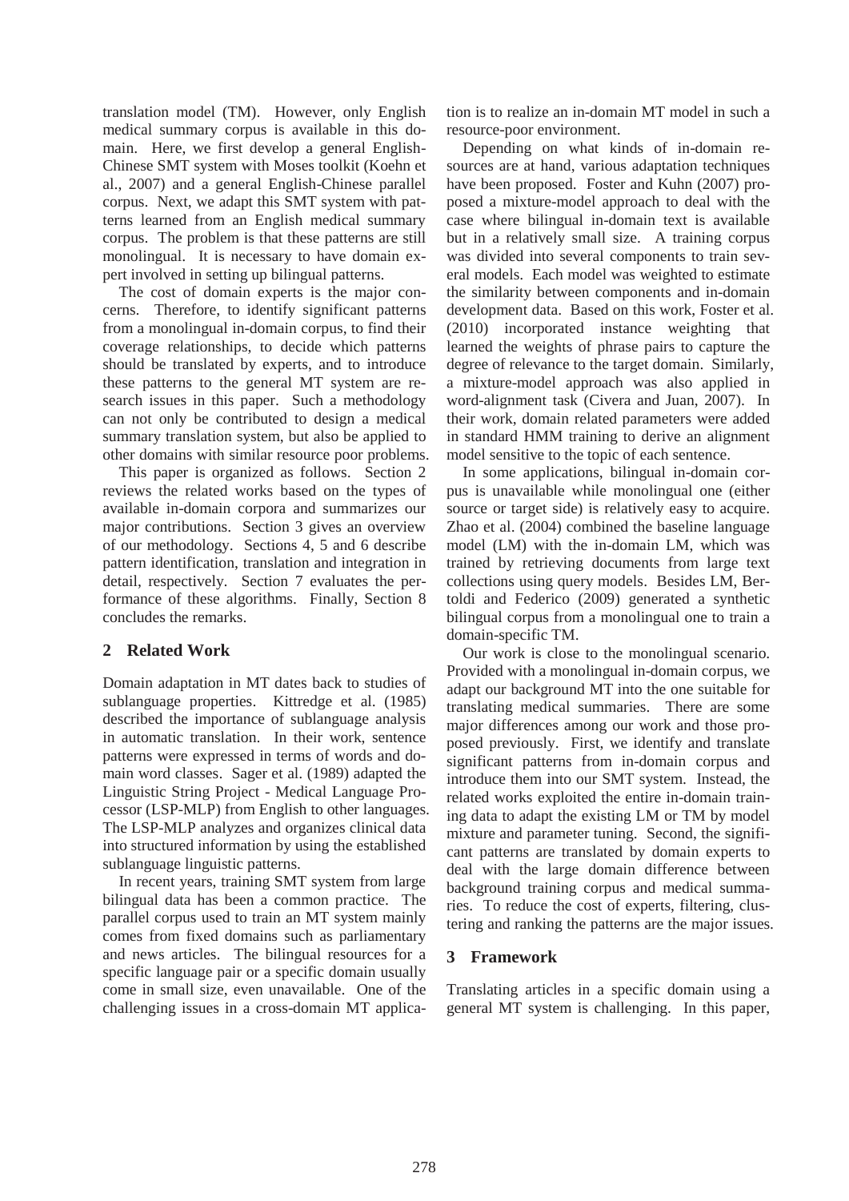translation model (TM). However, only English medical summary corpus is available in this domain. Here, we first develop a general English-Chinese SMT system with Moses toolkit (Koehn et al., 2007) and a general English-Chinese parallel corpus. Next, we adapt this SMT system with patterns learned from an English medical summary corpus. The problem is that these patterns are still monolingual. It is necessary to have domain expert involved in setting up bilingual patterns.

The cost of domain experts is the major concerns. Therefore, to identify significant patterns from a monolingual in-domain corpus, to find their coverage relationships, to decide which patterns should be translated by experts, and to introduce these patterns to the general MT system are research issues in this paper. Such a methodology can not only be contributed to design a medical summary translation system, but also be applied to other domains with similar resource poor problems.

This paper is organized as follows. Section 2 reviews the related works based on the types of available in-domain corpora and summarizes our major contributions. Section 3 gives an overview of our methodology. Sections 4, 5 and 6 describe pattern identification, translation and integration in detail, respectively. Section 7 evaluates the performance of these algorithms. Finally, Section 8 concludes the remarks.

## 2 Related Work

Domain adaptation in MT dates back to studies of sublanguage properties. Kittredge et al. (1985) described the importance of sublanguage analysis in automatic translation. In their work, sentence patterns were expressed in terms of words and domain word classes. Sager et al. (1989) adapted the Linguistic String Project - Medical Language Processor (LSP-MLP) from English to other languages. The LSP-MLP analyzes and organizes clinical data into structured information by using the established sublanguage linguistic patterns.

In recent years, training SMT system from large bilingual data has been a common practice. The parallel corpus used to train an MT system mainly comes from fixed domains such as parliamentary and news articles. The bilingual resources for a specific language pair or a specific domain usually come in small size, even unavailable. One of the challenging issues in a cross-domain MT application is to realize an in-domain MT model in such a resource-poor environment.

Depending on what kinds of in-domain resources are at hand, various adaptation techniques have been proposed. Foster and Kuhn (2007) proposed a mixture-model approach to deal with the case where bilingual in-domain text is available but in a relatively small size. A training corpus was divided into several components to train several models. Each model was weighted to estimate the similarity between components and in-domain development data. Based on this work, Foster et al. (2010) incorporated instance weighting that learned the weights of phrase pairs to capture the degree of relevance to the target domain. Similarly, a mixture-model approach was also applied in word-alignment task (Civera and Juan, 2007). In their work, domain related parameters were added in standard HMM training to derive an alignment model sensitive to the topic of each sentence.

In some applications, bilingual in-domain corpus is unavailable while monolingual one (either source or target side) is relatively easy to acquire. Zhao et al. (2004) combined the baseline language model (LM) with the in-domain LM, which was trained by retrieving documents from large text collections using query models. Besides LM, Bertoldi and Federico (2009) generated a synthetic bilingual corpus from a monolingual one to train a domain-specific TM.

Our work is close to the monolingual scenario. Provided with a monolingual in-domain corpus, we adapt our background MT into the one suitable for translating medical summaries. There are some major differences among our work and those proposed previously. First, we identify and translate significant patterns from in-domain corpus and introduce them into our SMT system. Instead, the related works exploited the entire in-domain training data to adapt the existing LM or TM by model mixture and parameter tuning. Second, the significant patterns are translated by domain experts to deal with the large domain difference between background training corpus and medical summaries. To reduce the cost of experts, filtering, clustering and ranking the patterns are the major issues.

## 3 Framework

Translating articles in a specific domain using a general MT system is challenging. In this paper,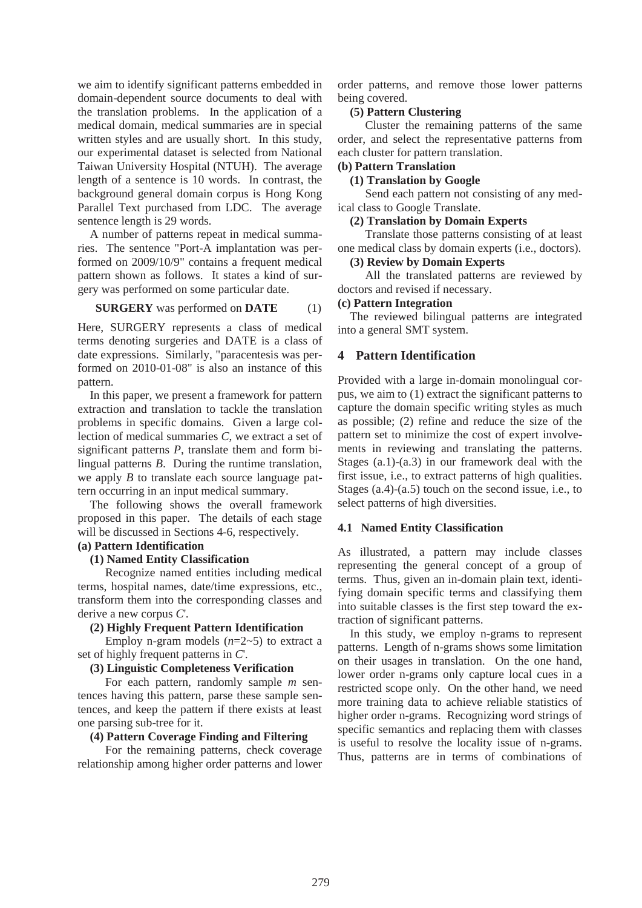we aim to identify significant patterns embedded in domain-dependent source documents to deal with the translation problems. In the application of a medical domain, medical summaries are in special written styles and are usually short. In this study, our experimental dataset is selected from National Taiwan University Hospital (NTUH). The average length of a sentence is 10 words. In contrast, the background general domain corpus is Hong Kong Parallel Text purchased from LDC. The average sentence length is 29 words.

A number of patterns repeat in medical summaries. The sentence "Port-A implantation was performed on 2009/10/9" contains a frequent medical pattern shown as follows. It states a kind of surgery was performed on some particular date.

**SURGERY** was performed on **DATE** (1)

Here, SURGERY represents a class of medical terms denoting surgeries and DATE is a class of date expressions. Similarly, "paracentesis was performed on 2010-01-08" is also an instance of this pattern.

In this paper, we present a framework for pattern extraction and translation to tackle the translation problems in specific domains. Given a large collection of medical summaries *C*, we extract a set of significant patterns *P*, translate them and form bilingual patterns *B*. During the runtime translation, we apply *B* to translate each source language pattern occurring in an input medical summary.

The following shows the overall framework proposed in this paper. The details of each stage will be discussed in Sections 4-6, respectively.

**(a) Pattern Identification**

**(1) Named Entity Classification**

Recognize named entities including medical terms, hospital names, date/time expressions, etc., transform them into the corresponding classes and derive a new corpus *C'*.

**(2) Highly Frequent Pattern Identification**

Employ n-gram models ($n$=2~5) to extract a set of highly frequent patterns in *C'*.

**(3) Linguistic Completeness Verification**

For each pattern, randomly sample *m* sentences having this pattern, parse these sample sentences, and keep the pattern if there exists at least one parsing sub-tree for it.

**(4) Pattern Coverage Finding and Filtering**

For the remaining patterns, check coverage relationship among higher order patterns and lower order patterns, and remove those lower patterns being covered.

**(5) Pattern Clustering**

Cluster the remaining patterns of the same order, and select the representative patterns from each cluster for pattern translation.

**(b) Pattern Translation**

**(1) Translation by Google**

Send each pattern not consisting of any medical class to Google Translate.

**(2) Translation by Domain Experts**

Translate those patterns consisting of at least one medical class by domain experts (i.e., doctors).

**(3) Review by Domain Experts**

All the translated patterns are reviewed by doctors and revised if necessary.

**(c) Pattern Integration**

The reviewed bilingual patterns are integrated into a general SMT system.

## 4 Pattern Identification

Provided with a large in-domain monolingual corpus, we aim to (1) extract the significant patterns to capture the domain specific writing styles as much as possible; (2) refine and reduce the size of the pattern set to minimize the cost of expert involvements in reviewing and translating the patterns. Stages (a.1)-(a.3) in our framework deal with the first issue, i.e., to extract patterns of high qualities. Stages (a.4)-(a.5) touch on the second issue, i.e., to select patterns of high diversities.

### 4.1 Named Entity Classification

As illustrated, a pattern may include classes representing the general concept of a group of terms. Thus, given an in-domain plain text, identifying domain specific terms and classifying them into suitable classes is the first step toward the extraction of significant patterns.

In this study, we employ n-grams to represent patterns. Length of n-grams shows some limitation on their usages in translation. On the one hand, lower order n-grams only capture local cues in a restricted scope only. On the other hand, we need more training data to achieve reliable statistics of higher order n-grams. Recognizing word strings of specific semantics and replacing them with classes is useful to resolve the locality issue of n-grams. Thus, patterns are in terms of combinations of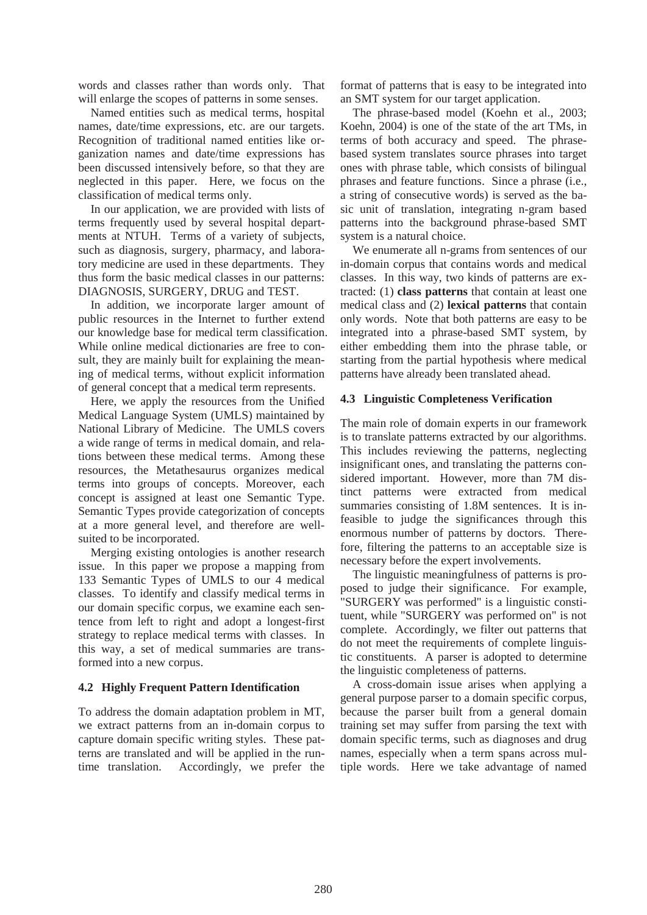words and classes rather than words only. That will enlarge the scopes of patterns in some senses.

Named entities such as medical terms, hospital names, date/time expressions, etc. are our targets. Recognition of traditional named entities like organization names and date/time expressions has been discussed intensively before, so that they are neglected in this paper. Here, we focus on the classification of medical terms only.

In our application, we are provided with lists of terms frequently used by several hospital departments at NTUH. Terms of a variety of subjects, such as diagnosis, surgery, pharmacy, and laboratory medicine are used in these departments. They thus form the basic medical classes in our patterns: DIAGNOSIS, SURGERY, DRUG and TEST.

In addition, we incorporate larger amount of public resources in the Internet to further extend our knowledge base for medical term classification. While online medical dictionaries are free to consult, they are mainly built for explaining the meaning of medical terms, without explicit information of general concept that a medical term represents.

Here, we apply the resources from the Unified Medical Language System (UMLS) maintained by National Library of Medicine. The UMLS covers a wide range of terms in medical domain, and relations between these medical terms. Among these resources, the Metathesaurus organizes medical terms into groups of concepts. Moreover, each concept is assigned at least one Semantic Type. Semantic Types provide categorization of concepts at a more general level, and therefore are well-suited to be incorporated.

Merging existing ontologies is another research issue. In this paper we propose a mapping from 133 Semantic Types of UMLS to our 4 medical classes. To identify and classify medical terms in our domain specific corpus, we examine each sentence from left to right and adopt a longest-first strategy to replace medical terms with classes. In this way, a set of medical summaries are transformed into a new corpus.

### 4.2 Highly Frequent Pattern Identification

To address the domain adaptation problem in MT, we extract patterns from an in-domain corpus to capture domain specific writing styles. These patterns are translated and will be applied in the run-time translation. Accordingly, we prefer the format of patterns that is easy to be integrated into an SMT system for our target application.

The phrase-based model (Koehn et al., 2003; Koehn, 2004) is one of the state of the art TMs, in terms of both accuracy and speed. The phrase-based system translates source phrases into target ones with phrase table, which consists of bilingual phrases and feature functions. Since a phrase (i.e., a string of consecutive words) is served as the basic unit of translation, integrating n-gram based patterns into the background phrase-based SMT system is a natural choice.

We enumerate all n-grams from sentences of our in-domain corpus that contains words and medical classes. In this way, two kinds of patterns are extracted: (1) **class patterns** that contain at least one medical class and (2) **lexical patterns** that contain only words. Note that both patterns are easy to be integrated into a phrase-based SMT system, by either embedding them into the phrase table, or starting from the partial hypothesis where medical patterns have already been translated ahead.

### 4.3 Linguistic Completeness Verification

The main role of domain experts in our framework is to translate patterns extracted by our algorithms. This includes reviewing the patterns, neglecting insignificant ones, and translating the patterns considered important. However, more than 7M distinct patterns were extracted from medical summaries consisting of 1.8M sentences. It is infeasible to judge the significances through this enormous number of patterns by doctors. Therefore, filtering the patterns to an acceptable size is necessary before the expert involvements.

The linguistic meaningfulness of patterns is proposed to judge their significance. For example, "SURGERY was performed" is a linguistic constituent, while "SURGERY was performed on" is not complete. Accordingly, we filter out patterns that do not meet the requirements of complete linguistic constituents. A parser is adopted to determine the linguistic completeness of patterns.

A cross-domain issue arises when applying a general purpose parser to a domain specific corpus, because the parser built from a general domain training set may suffer from parsing the text with domain specific terms, such as diagnoses and drug names, especially when a term spans across multiple words. Here we take advantage of named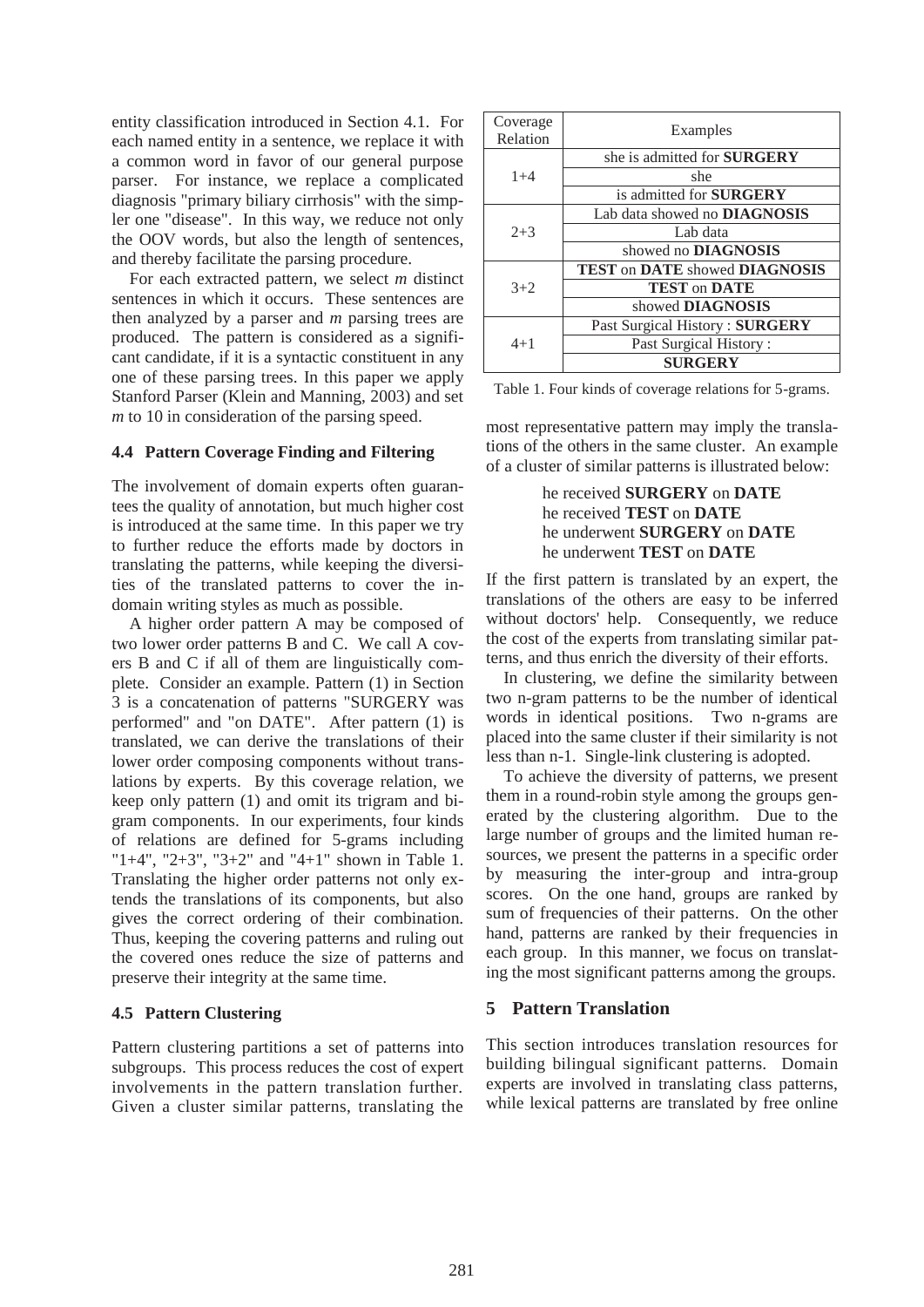entity classification introduced in Section 4.1. For each named entity in a sentence, we replace it with a common word in favor of our general purpose parser. For instance, we replace a complicated diagnosis "primary biliary cirrhosis" with the simpler one "disease". In this way, we reduce not only the OOV words, but also the length of sentences, and thereby facilitate the parsing procedure.

For each extracted pattern, we select *m* distinct sentences in which it occurs. These sentences are then analyzed by a parser and *m* parsing trees are produced. The pattern is considered as a significant candidate, if it is a syntactic constituent in any one of these parsing trees. In this paper we apply Stanford Parser (Klein and Manning, 2003) and set *m* to 10 in consideration of the parsing speed.

### 4.4 Pattern Coverage Finding and Filtering

The involvement of domain experts often guarantees the quality of annotation, but much higher cost is introduced at the same time. In this paper we try to further reduce the efforts made by doctors in translating the patterns, while keeping the diversities of the translated patterns to cover the in-domain writing styles as much as possible.

A higher order pattern A may be composed of two lower order patterns B and C. We call A covers B and C if all of them are linguistically complete. Consider an example. Pattern (1) in Section 3 is a concatenation of patterns "SURGERY was performed" and "on DATE". After pattern (1) is translated, we can derive the translations of their lower order composing components without translations by experts. By this coverage relation, we keep only pattern (1) and omit its trigram and bigram components. In our experiments, four kinds of relations are defined for 5-grams including "1+4", "2+3", "3+2" and "4+1" shown in Table 1. Translating the higher order patterns not only extends the translations of its components, but also gives the correct ordering of their combination. Thus, keeping the covering patterns and ruling out the covered ones reduce the size of patterns and preserve their integrity at the same time.

| Coverage Relation | Examples |
|---|---|
| 1+4 | she is admitted for **SURGERY** |
| | she |
| | is admitted for **SURGERY** |
| 2+3 | Lab data showed no **DIAGNOSIS** |
| | Lab data |
| | showed no **DIAGNOSIS** |
| 3+2 | **TEST** on **DATE** showed **DIAGNOSIS** |
| | **TEST** on **DATE** |
| | showed **DIAGNOSIS** |
| 4+1 | Past Surgical History : **SURGERY** |
| | Past Surgical History : |
| | **SURGERY** |

Table 1. Four kinds of coverage relations for 5-grams.

### 4.5 Pattern Clustering

Pattern clustering partitions a set of patterns into subgroups. This process reduces the cost of expert involvements in the pattern translation further. Given a cluster similar patterns, translating the most representative pattern may imply the translations of the others in the same cluster. An example of a cluster of similar patterns is illustrated below:

he received **SURGERY** on **DATE**
he received **TEST** on **DATE**
he underwent **SURGERY** on **DATE**
he underwent **TEST** on **DATE**

If the first pattern is translated by an expert, the translations of the others are easy to be inferred without doctors' help. Consequently, we reduce the cost of the experts from translating similar patterns, and thus enrich the diversity of their efforts.

In clustering, we define the similarity between two n-gram patterns to be the number of identical words in identical positions. Two n-grams are placed into the same cluster if their similarity is not less than n-1. Single-link clustering is adopted.

To achieve the diversity of patterns, we present them in a round-robin style among the groups generated by the clustering algorithm. Due to the large number of groups and the limited human resources, we present the patterns in a specific order by measuring the inter-group and intra-group scores. On the one hand, groups are ranked by sum of frequencies of their patterns. On the other hand, patterns are ranked by their frequencies in each group. In this manner, we focus on translating the most significant patterns among the groups.

## 5 Pattern Translation

This section introduces translation resources for building bilingual significant patterns. Domain experts are involved in translating class patterns, while lexical patterns are translated by free online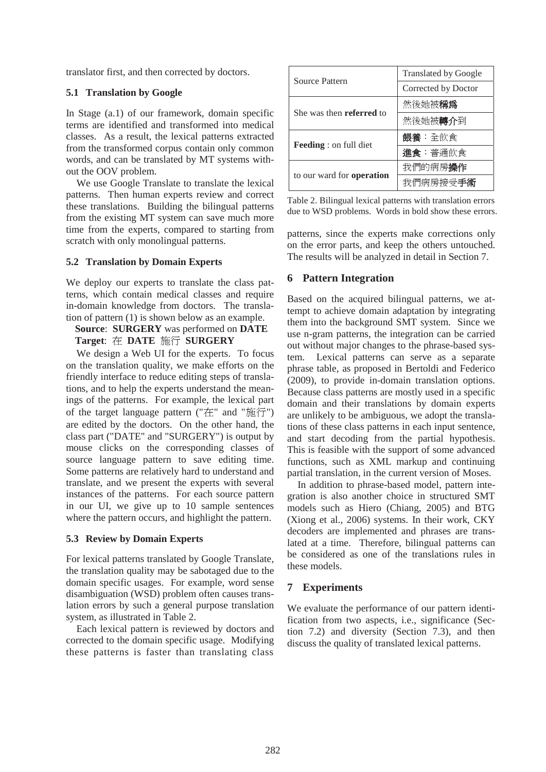translator first, and then corrected by doctors.

### 5.1 Translation by Google

In Stage (a.1) of our framework, domain specific terms are identified and transformed into medical classes. As a result, the lexical patterns extracted from the transformed corpus contain only common words, and can be translated by MT systems without the OOV problem.

We use Google Translate to translate the lexical patterns. Then human experts review and correct these translations. Building the bilingual patterns from the existing MT system can save much more time from the experts, compared to starting from scratch with only monolingual patterns.

### 5.2 Translation by Domain Experts

We deploy our experts to translate the class patterns, which contain medical classes and require in-domain knowledge from doctors. The translation of pattern (1) is shown below as an example.

**Source**: **SURGERY** was performed on **DATE**
**Target**: 在 **DATE** 施行 **SURGERY**

We design a Web UI for the experts. To focus on the translation quality, we make efforts on the friendly interface to reduce editing steps of translations, and to help the experts understand the meanings of the patterns. For example, the lexical part of the target language pattern ("在" and "施行") are edited by the doctors. On the other hand, the class part ("DATE" and "SURGERY") is output by mouse clicks on the corresponding classes of source language pattern to save editing time. Some patterns are relatively hard to understand and translate, and we present the experts with several instances of the patterns. For each source pattern in our UI, we give up to 10 sample sentences where the pattern occurs, and highlight the pattern.

### 5.3 Review by Domain Experts

For lexical patterns translated by Google Translate, the translation quality may be sabotaged due to the domain specific usages. For example, word sense disambiguation (WSD) problem often causes translation errors by such a general purpose translation system, as illustrated in Table 2.

| Source Pattern | Translated by Google / Corrected by Doctor |
|---|---|
| She was then **referred** to | 然後她被**稱爲** |
| | 然後她被**轉介**到 |
| **Feeding** : on full diet | **餵養**：全飲食 |
| | **進食**：普通飲食 |
| to our ward for **operation** | 我們的病房**操作** |
| | 我們病房接受**手術** |

Table 2. Bilingual lexical patterns with translation errors due to WSD problems. Words in bold show these errors.

Each lexical pattern is reviewed by doctors and corrected to the domain specific usage. Modifying these patterns is faster than translating class patterns, since the experts make corrections only on the error parts, and keep the others untouched. The results will be analyzed in detail in Section 7.

## 6 Pattern Integration

Based on the acquired bilingual patterns, we attempt to achieve domain adaptation by integrating them into the background SMT system. Since we use n-gram patterns, the integration can be carried out without major changes to the phrase-based system. Lexical patterns can serve as a separate phrase table, as proposed in Bertoldi and Federico (2009), to provide in-domain translation options. Because class patterns are mostly used in a specific domain and their translations by domain experts are unlikely to be ambiguous, we adopt the translations of these class patterns in each input sentence, and start decoding from the partial hypothesis. This is feasible with the support of some advanced functions, such as XML markup and continuing partial translation, in the current version of Moses.

In addition to phrase-based model, pattern integration is also another choice in structured SMT models such as Hiero (Chiang, 2005) and BTG (Xiong et al., 2006) systems. In their work, CKY decoders are implemented and phrases are translated at a time. Therefore, bilingual patterns can be considered as one of the translations rules in these models.

## 7 Experiments

We evaluate the performance of our pattern identification from two aspects, i.e., significance (Section 7.2) and diversity (Section 7.3), and then discuss the quality of translated lexical patterns.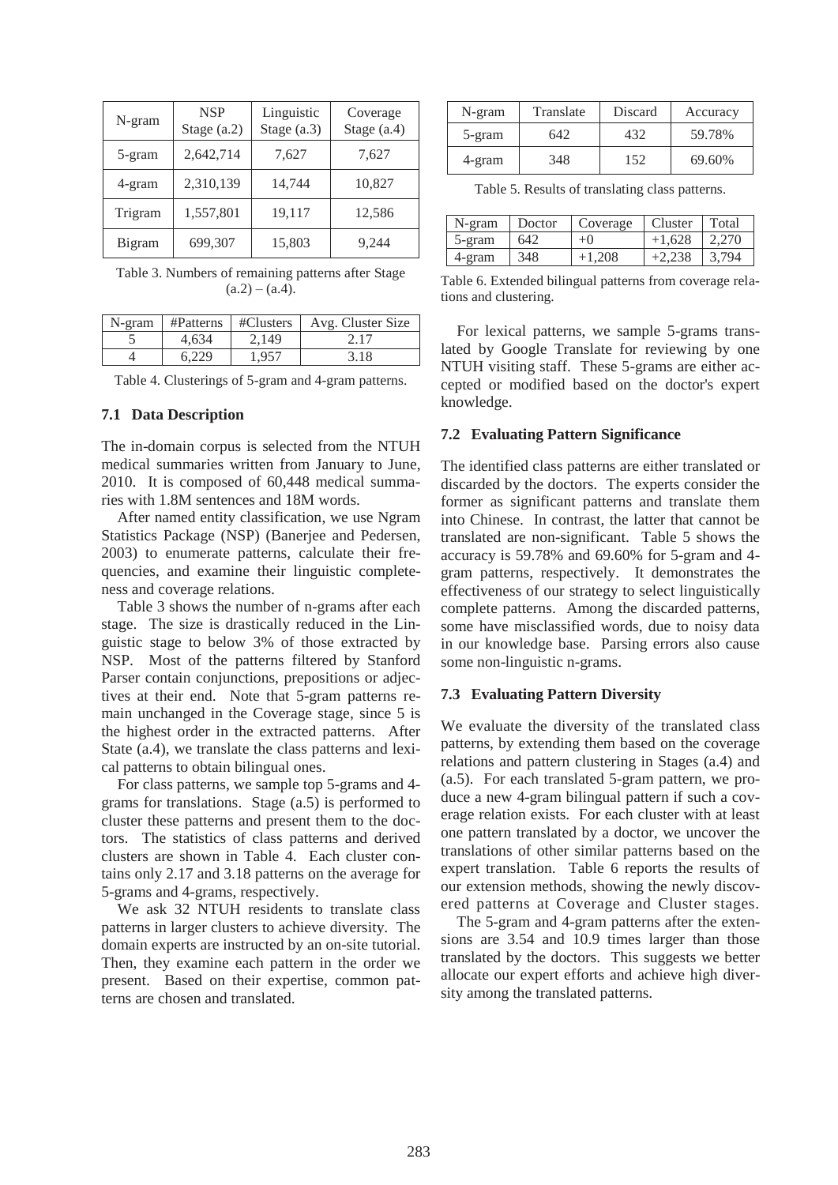| N-gram | NSP Stage (a.2) | Linguistic Stage (a.3) | Coverage Stage (a.4) |
|---|---|---|---|
| 5-gram | 2,642,714 | 7,627 | 7,627 |
| 4-gram | 2,310,139 | 14,744 | 10,827 |
| Trigram | 1,557,801 | 19,117 | 12,586 |
| Bigram | 699,307 | 15,803 | 9,244 |

Table 3. Numbers of remaining patterns after Stage (a.2) – (a.4).

| N-gram | #Patterns | #Clusters | Avg. Cluster Size |
|---|---|---|---|
| 5 | 4,634 | 2,149 | 2.17 |
| 4 | 6,229 | 1,957 | 3.18 |

Table 4. Clusterings of 5-gram and 4-gram patterns.

### 7.1 Data Description

The in-domain corpus is selected from the NTUH medical summaries written from January to June, 2010. It is composed of 60,448 medical summaries with 1.8M sentences and 18M words.

After named entity classification, we use Ngram Statistics Package (NSP) (Banerjee and Pedersen, 2003) to enumerate patterns, calculate their frequencies, and examine their linguistic completeness and coverage relations.

Table 3 shows the number of n-grams after each stage. The size is drastically reduced in the Linguistic stage to below 3% of those extracted by NSP. Most of the patterns filtered by Stanford Parser contain conjunctions, prepositions or adjectives at their end. Note that 5-gram patterns remain unchanged in the Coverage stage, since 5 is the highest order in the extracted patterns. After State (a.4), we translate the class patterns and lexical patterns to obtain bilingual ones.

For class patterns, we sample top 5-grams and 4-grams for translations. Stage (a.5) is performed to cluster these patterns and present them to the doctors. The statistics of class patterns and derived clusters are shown in Table 4. Each cluster contains only 2.17 and 3.18 patterns on the average for 5-grams and 4-grams, respectively.

We ask 32 NTUH residents to translate class patterns in larger clusters to achieve diversity. The domain experts are instructed by an on-site tutorial. Then, they examine each pattern in the order we present. Based on their expertise, common patterns are chosen and translated.

| N-gram | Translate | Discard | Accuracy |
|---|---|---|---|
| 5-gram | 642 | 432 | 59.78% |
| 4-gram | 348 | 152 | 69.60% |

Table 5. Results of translating class patterns.

| N-gram | Doctor | Coverage | Cluster | Total |
|---|---|---|---|---|
| 5-gram | 642 | +0 | +1,628 | 2,270 |
| 4-gram | 348 | +1,208 | +2,238 | 3,794 |

Table 6. Extended bilingual patterns from coverage relations and clustering.

For lexical patterns, we sample 5-grams translated by Google Translate for reviewing by one NTUH visiting staff. These 5-grams are either accepted or modified based on the doctor's expert knowledge.

### 7.2 Evaluating Pattern Significance

The identified class patterns are either translated or discarded by the doctors. The experts consider the former as significant patterns and translate them into Chinese. In contrast, the latter that cannot be translated are non-significant. Table 5 shows the accuracy is 59.78% and 69.60% for 5-gram and 4-gram patterns, respectively. It demonstrates the effectiveness of our strategy to select linguistically complete patterns. Among the discarded patterns, some have misclassified words, due to noisy data in our knowledge base. Parsing errors also cause some non-linguistic n-grams.

### 7.3 Evaluating Pattern Diversity

We evaluate the diversity of the translated class patterns, by extending them based on the coverage relations and pattern clustering in Stages (a.4) and (a.5). For each translated 5-gram pattern, we produce a new 4-gram bilingual pattern if such a coverage relation exists. For each cluster with at least one pattern translated by a doctor, we uncover the translations of other similar patterns based on the expert translation. Table 6 reports the results of our extension methods, showing the newly discovered patterns at Coverage and Cluster stages.

The 5-gram and 4-gram patterns after the extensions are 3.54 and 10.9 times larger than those translated by the doctors. This suggests we better allocate our expert efforts and achieve high diversity among the translated patterns.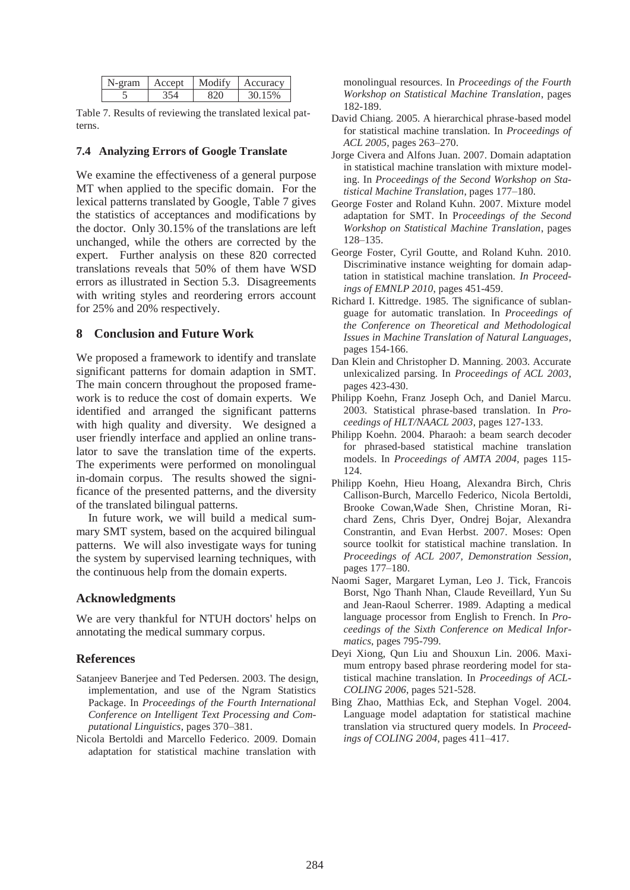| N-gram | Accept | Modify | Accuracy |
|---|---|---|---|
| 5 | 354 | 820 | 30.15% |

Table 7. Results of reviewing the translated lexical patterns.

### 7.4 Analyzing Errors of Google Translate

We examine the effectiveness of a general purpose MT when applied to the specific domain. For the lexical patterns translated by Google, Table 7 gives the statistics of acceptances and modifications by the doctor. Only 30.15% of the translations are left unchanged, while the others are corrected by the expert. Further analysis on these 820 corrected translations reveals that 50% of them have WSD errors as illustrated in Section 5.3. Disagreements with writing styles and reordering errors account for 25% and 20% respectively.

## 8 Conclusion and Future Work

We proposed a framework to identify and translate significant patterns for domain adaption in SMT. The main concern throughout the proposed framework is to reduce the cost of domain experts. We identified and arranged the significant patterns with high quality and diversity. We designed a user friendly interface and applied an online translator to save the translation time of the experts. The experiments were performed on monolingual in-domain corpus. The results showed the significance of the presented patterns, and the diversity of the translated bilingual patterns.

In future work, we will build a medical summary SMT system, based on the acquired bilingual patterns. We will also investigate ways for tuning the system by supervised learning techniques, with the continuous help from the domain experts.

## Acknowledgments

We are very thankful for NTUH doctors' helps on annotating the medical summary corpus.

## References

Satanjeev Banerjee and Ted Pedersen. 2003. The design, implementation, and use of the Ngram Statistics Package. In *Proceedings of the Fourth International Conference on Intelligent Text Processing and Computational Linguistics*, pages 370–381.

Nicola Bertoldi and Marcello Federico. 2009. Domain adaptation for statistical machine translation with monolingual resources. In *Proceedings of the Fourth Workshop on Statistical Machine Translation*, pages 182-189.

David Chiang. 2005. A hierarchical phrase-based model for statistical machine translation. In *Proceedings of ACL 2005*, pages 263–270.

Jorge Civera and Alfons Juan. 2007. Domain adaptation in statistical machine translation with mixture modeling. In *Proceedings of the Second Workshop on Statistical Machine Translation*, pages 177–180.

George Foster and Roland Kuhn. 2007. Mixture model adaptation for SMT. In P*roceedings of the Second Workshop on Statistical Machine Translation*, pages 128–135.

George Foster, Cyril Goutte, and Roland Kuhn. 2010. Discriminative instance weighting for domain adaptation in statistical machine translation. *In Proceedings of EMNLP 2010*, pages 451-459.

Richard I. Kittredge. 1985. The significance of sublanguage for automatic translation. In *Proceedings of the Conference on Theoretical and Methodological Issues in Machine Translation of Natural Languages*, pages 154-166.

Dan Klein and Christopher D. Manning. 2003. Accurate unlexicalized parsing. In *Proceedings of ACL 2003*, pages 423-430.

Philipp Koehn, Franz Joseph Och, and Daniel Marcu. 2003. Statistical phrase-based translation. In *Proceedings of HLT/NAACL 2003*, pages 127-133.

Philipp Koehn. 2004. Pharaoh: a beam search decoder for phrased-based statistical machine translation models. In *Proceedings of AMTA 2004*, pages 115-124.

Philipp Koehn, Hieu Hoang, Alexandra Birch, Chris Callison-Burch, Marcello Federico, Nicola Bertoldi, Brooke Cowan,Wade Shen, Christine Moran, Richard Zens, Chris Dyer, Ondrej Bojar, Alexandra Constrantin, and Evan Herbst. 2007. Moses: Open source toolkit for statistical machine translation. In *Proceedings of ACL 2007, Demonstration Session*, pages 177–180.

Naomi Sager, Margaret Lyman, Leo J. Tick, Francois Borst, Ngo Thanh Nhan, Claude Reveillard, Yun Su and Jean-Raoul Scherrer. 1989. Adapting a medical language processor from English to French. In *Proceedings of the Sixth Conference on Medical Informatics*, pages 795-799.

Deyi Xiong, Qun Liu and Shouxun Lin. 2006. Maximum entropy based phrase reordering model for statistical machine translation. In *Proceedings of ACL-COLING 2006*, pages 521-528.

Bing Zhao, Matthias Eck, and Stephan Vogel. 2004. Language model adaptation for statistical machine translation via structured query models. In *Proceedings of COLING 2004*, pages 411–417.